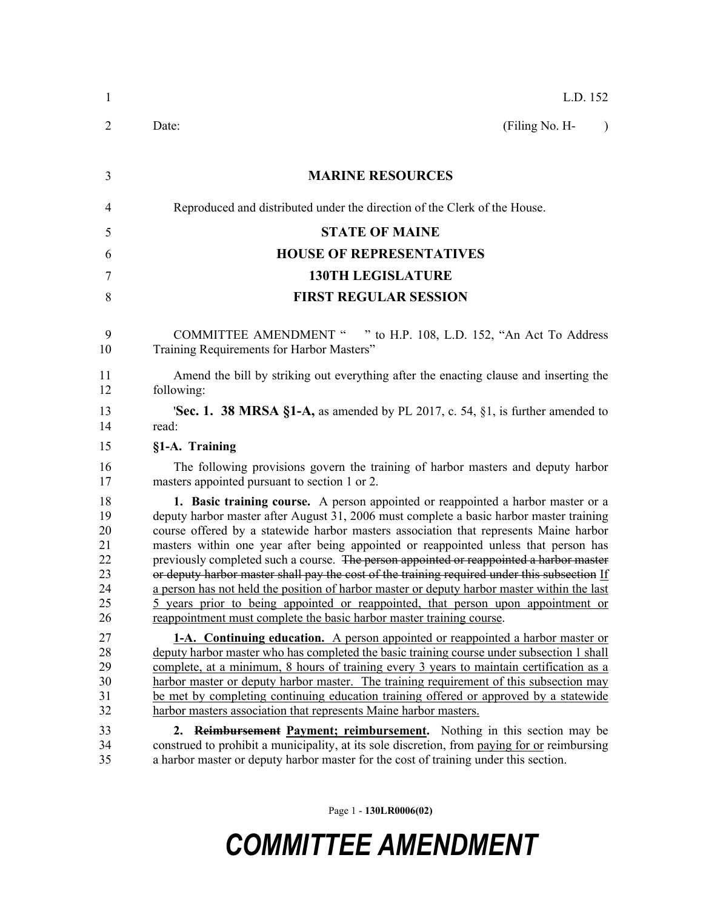L.D. 152

Date: (Filing No. H- )

**MARINE RESOURCES**

Reproduced and distributed under the direction of the Clerk of the House.

**STATE OF MAINE**

**HOUSE OF REPRESENTATIVES**

**130TH LEGISLATURE**

**FIRST REGULAR SESSION**

COMMITTEE AMENDMENT " " to H.P. 108, L.D. 152, "An Act To Address Training Requirements for Harbor Masters"

Amend the bill by striking out everything after the enacting clause and inserting the following:

'**Sec. 1. 38 MRSA §1-A,** as amended by PL 2017, c. 54, §1, is further amended to read:

**§1-A. Training**

The following provisions govern the training of harbor masters and deputy harbor masters appointed pursuant to section 1 or 2.

**1. Basic training course.** A person appointed or reappointed a harbor master or a deputy harbor master after August 31, 2006 must complete a basic harbor master training course offered by a statewide harbor masters association that represents Maine harbor masters within one year after being appointed or reappointed unless that person has previously completed such a course. ~~The person appointed or reappointed a harbor master or deputy harbor master shall pay the cost of the training required under this subsection~~ If a person has not held the position of harbor master or deputy harbor master within the last 5 years prior to being appointed or reappointed, that person upon appointment or reappointment must complete the basic harbor master training course.

**1-A. Continuing education.** A person appointed or reappointed a harbor master or deputy harbor master who has completed the basic training course under subsection 1 shall complete, at a minimum, 8 hours of training every 3 years to maintain certification as a harbor master or deputy harbor master. The training requirement of this subsection may be met by completing continuing education training offered or approved by a statewide harbor masters association that represents Maine harbor masters.

**2. ~~Reimbursement~~ Payment; reimbursement.** Nothing in this section may be construed to prohibit a municipality, at its sole discretion, from paying for or reimbursing a harbor master or deputy harbor master for the cost of training under this section.

Page 1 - **130LR0006(02)**

***COMMITTEE AMENDMENT***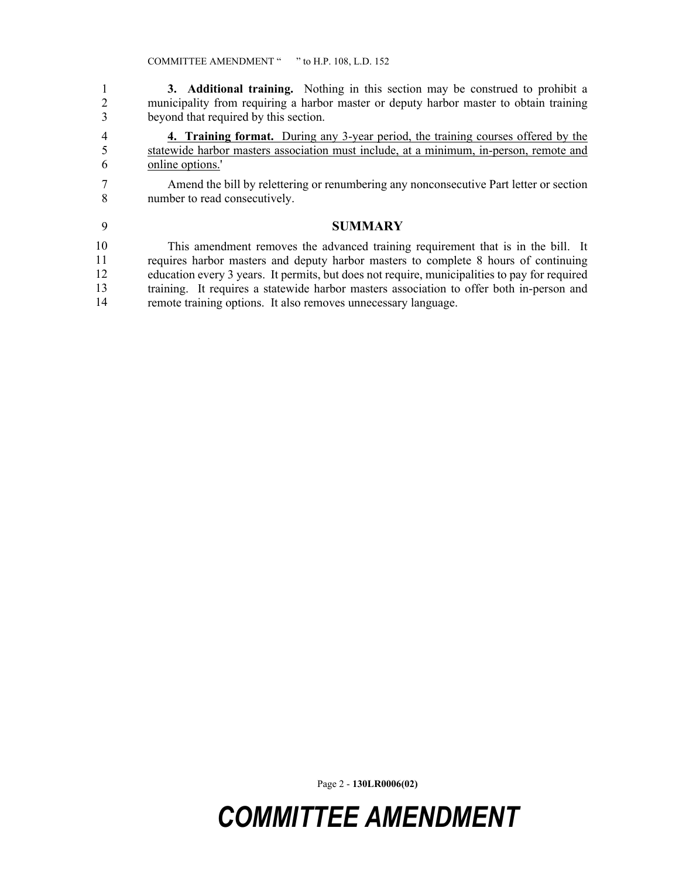**3. Additional training.** Nothing in this section may be construed to prohibit a municipality from requiring a harbor master or deputy harbor master to obtain training beyond that required by this section.

**4. Training format.** During any 3-year period, the training courses offered by the statewide harbor masters association must include, at a minimum, in-person, remote and online options.'

Amend the bill by relettering or renumbering any nonconsecutive Part letter or section number to read consecutively.

## SUMMARY

This amendment removes the advanced training requirement that is in the bill. It requires harbor masters and deputy harbor masters to complete 8 hours of continuing education every 3 years. It permits, but does not require, municipalities to pay for required training. It requires a statewide harbor masters association to offer both in-person and remote training options. It also removes unnecessary language.